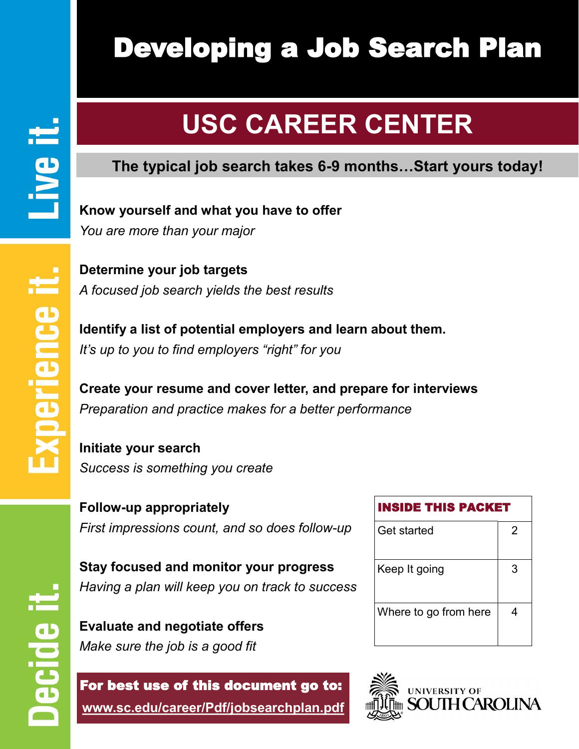# Developing a Job Search Plan

## USC CAREER CENTER

**The typical job search takes 6-9 months…Start yours today!**

Live it. Experience it. Decide it.

**Know yourself and what you have to offer**
*You are more than your major*

**Determine your job targets**
*A focused job search yields the best results*

**Identify a list of potential employers and learn about them.**
*It's up to you to find employers "right" for you*

**Create your resume and cover letter, and prepare for interviews**
*Preparation and practice makes for a better performance*

**Initiate your search**
*Success is something you create*

**Follow-up appropriately**
*First impressions count, and so does follow-up*

**Stay focused and monitor your progress**
*Having a plan will keep you on track to success*

**Evaluate and negotiate offers**
*Make sure the job is a good fit*

| INSIDE THIS PACKET | |
|---|---|
| Get started | 2 |
| Keep It going | 3 |
| Where to go from here | 4 |

**For best use of this document go to:**
www.sc.edu/career/Pdf/jobsearchplan.pdf

UNIVERSITY OF SOUTH CAROLINA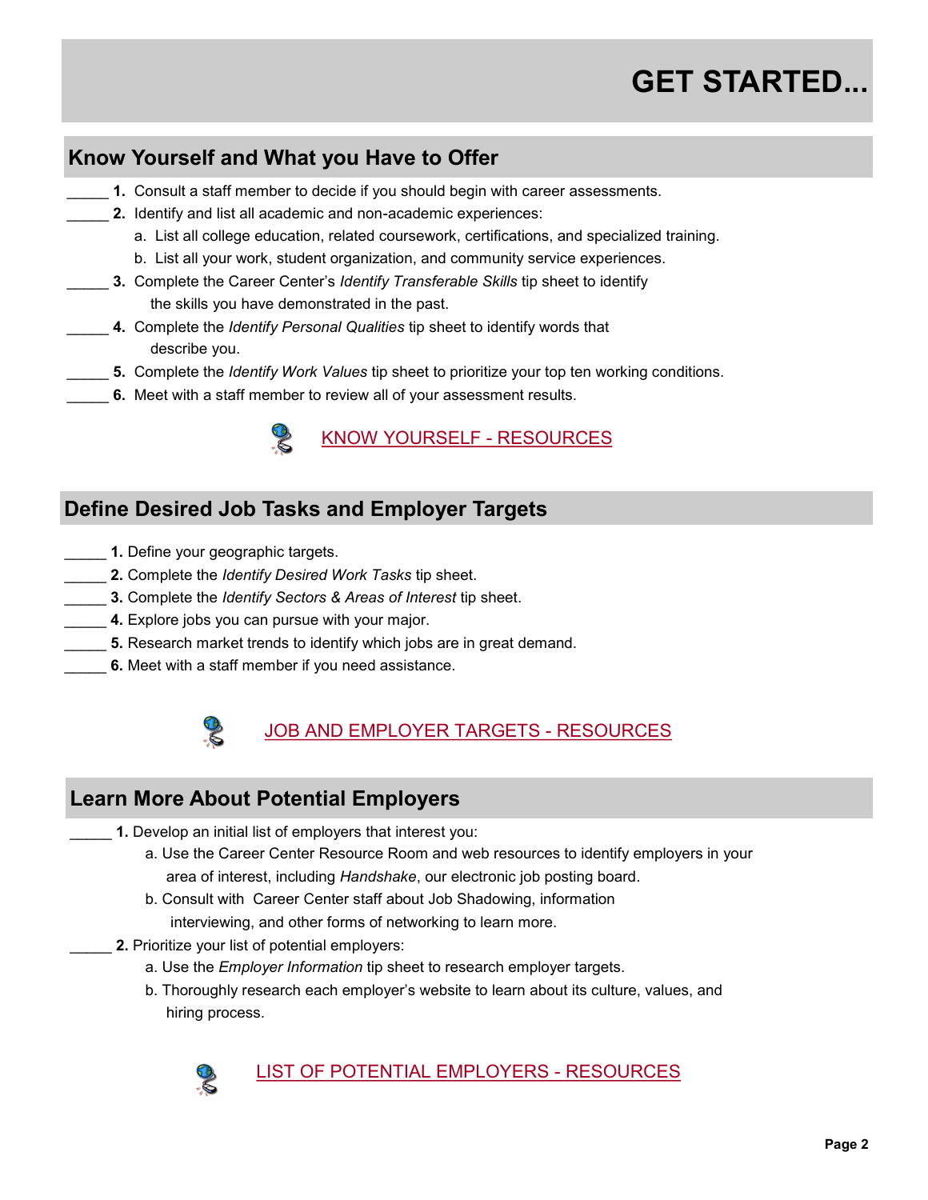# GET STARTED...

## Know Yourself and What you Have to Offer

_____ **1.** Consult a staff member to decide if you should begin with career assessments.

_____ **2.** Identify and list all academic and non-academic experiences:
   - a. List all college education, related coursework, certifications, and specialized training.
   - b. List all your work, student organization, and community service experiences.

_____ **3.** Complete the Career Center's *Identify Transferable Skills* tip sheet to identify the skills you have demonstrated in the past.

_____ **4.** Complete the *Identify Personal Qualities* tip sheet to identify words that describe you.

_____ **5.** Complete the *Identify Work Values* tip sheet to prioritize your top ten working conditions.

_____ **6.** Meet with a staff member to review all of your assessment results.

KNOW YOURSELF - RESOURCES

## Define Desired Job Tasks and Employer Targets

_____ **1.** Define your geographic targets.

_____ **2.** Complete the *Identify Desired Work Tasks* tip sheet.

_____ **3.** Complete the *Identify Sectors & Areas of Interest* tip sheet.

_____ **4.** Explore jobs you can pursue with your major.

_____ **5.** Research market trends to identify which jobs are in great demand.

_____ **6.** Meet with a staff member if you need assistance.

JOB AND EMPLOYER TARGETS - RESOURCES

## Learn More About Potential Employers

_____ **1.** Develop an initial list of employers that interest you:
   - a. Use the Career Center Resource Room and web resources to identify employers in your area of interest, including *Handshake*, our electronic job posting board.
   - b. Consult with Career Center staff about Job Shadowing, information interviewing, and other forms of networking to learn more.

_____ **2.** Prioritize your list of potential employers:
   - a. Use the *Employer Information* tip sheet to research employer targets.
   - b. Thoroughly research each employer's website to learn about its culture, values, and hiring process.

LIST OF POTENTIAL EMPLOYERS - RESOURCES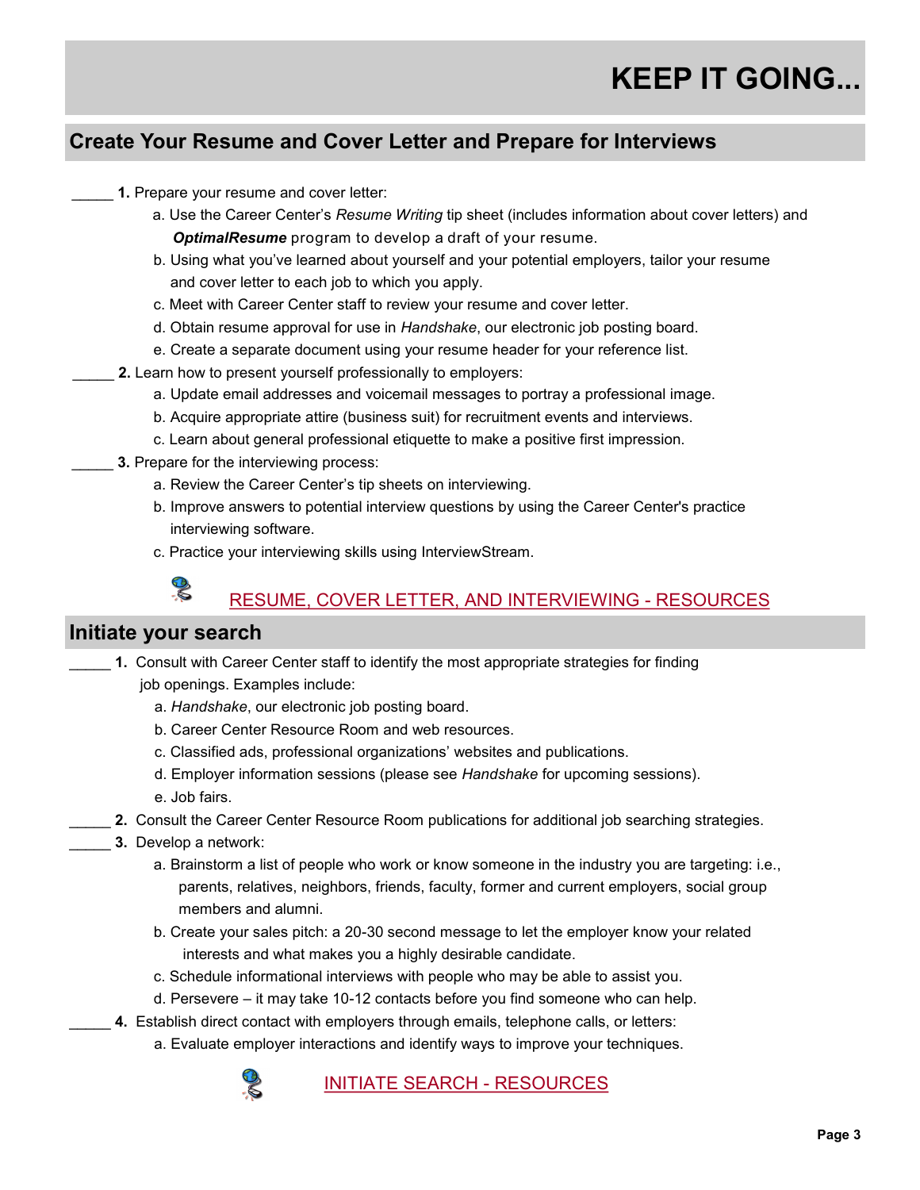# KEEP IT GOING...

## Create Your Resume and Cover Letter and Prepare for Interviews

_____ **1.** Prepare your resume and cover letter:

a. Use the Career Center's *Resume Writing* tip sheet (includes information about cover letters) and ***OptimalResume*** program to develop a draft of your resume.

b. Using what you've learned about yourself and your potential employers, tailor your resume and cover letter to each job to which you apply.

c. Meet with Career Center staff to review your resume and cover letter.

d. Obtain resume approval for use in *Handshake*, our electronic job posting board.

e. Create a separate document using your resume header for your reference list.

_____ **2.** Learn how to present yourself professionally to employers:

a. Update email addresses and voicemail messages to portray a professional image.

b. Acquire appropriate attire (business suit) for recruitment events and interviews.

c. Learn about general professional etiquette to make a positive first impression.

_____ **3.** Prepare for the interviewing process:

a. Review the Career Center's tip sheets on interviewing.

b. Improve answers to potential interview questions by using the Career Center's practice interviewing software.

c. Practice your interviewing skills using InterviewStream.

RESUME, COVER LETTER, AND INTERVIEWING - RESOURCES

## Initiate your search

_____ **1.** Consult with Career Center staff to identify the most appropriate strategies for finding job openings. Examples include:

a. *Handshake*, our electronic job posting board.

b. Career Center Resource Room and web resources.

c. Classified ads, professional organizations' websites and publications.

d. Employer information sessions (please see *Handshake* for upcoming sessions).

e. Job fairs.

_____ **2.** Consult the Career Center Resource Room publications for additional job searching strategies.

_____ **3.** Develop a network:

a. Brainstorm a list of people who work or know someone in the industry you are targeting: i.e., parents, relatives, neighbors, friends, faculty, former and current employers, social group members and alumni.

b. Create your sales pitch: a 20-30 second message to let the employer know your related interests and what makes you a highly desirable candidate.

c. Schedule informational interviews with people who may be able to assist you.

d. Persevere – it may take 10-12 contacts before you find someone who can help.

_____ **4.** Establish direct contact with employers through emails, telephone calls, or letters:

a. Evaluate employer interactions and identify ways to improve your techniques.

INITIATE SEARCH - RESOURCES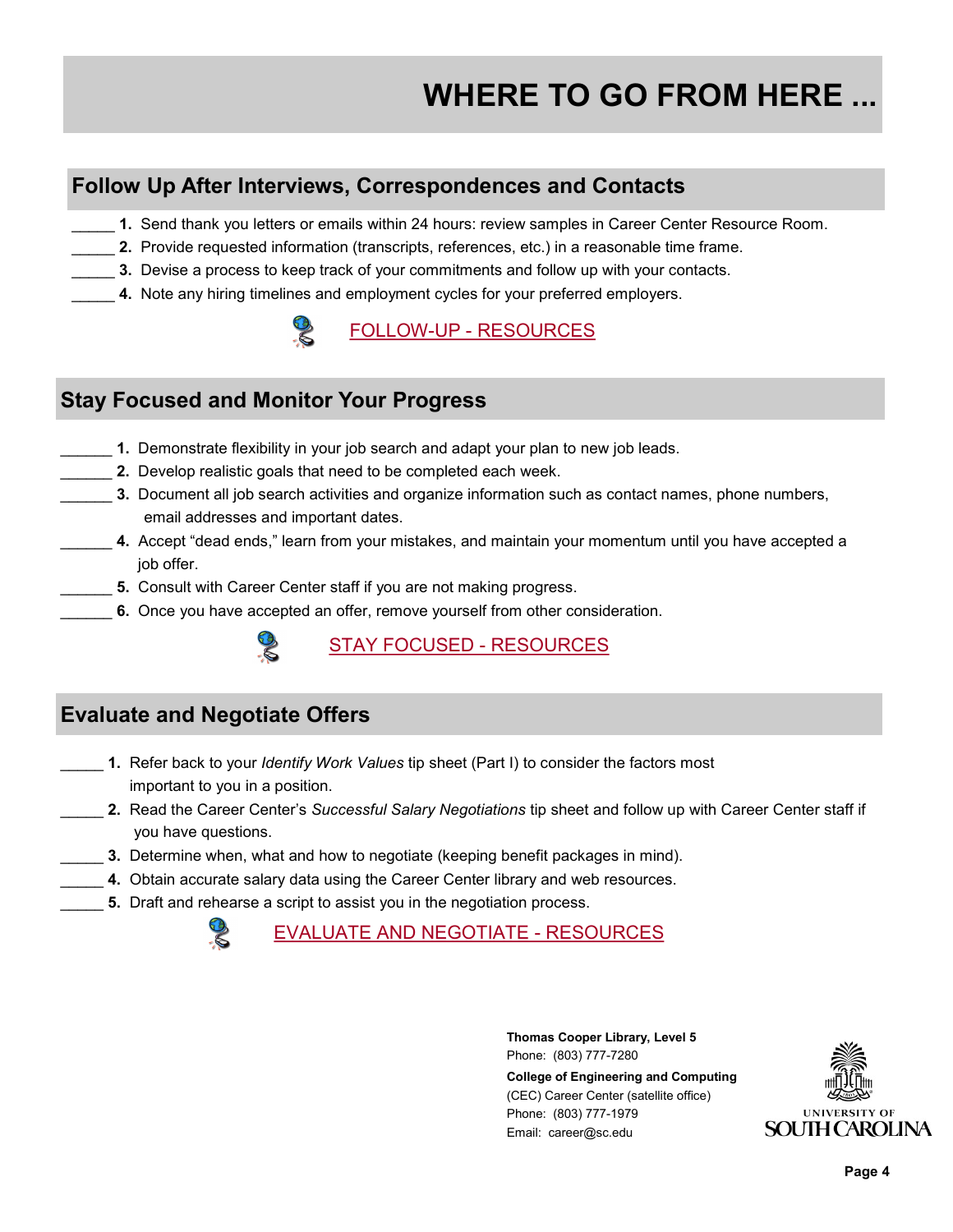# WHERE TO GO FROM HERE ...

## Follow Up After Interviews, Correspondences and Contacts

_____ **1.** Send thank you letters or emails within 24 hours: review samples in Career Center Resource Room.
_____ **2.** Provide requested information (transcripts, references, etc.) in a reasonable time frame.
_____ **3.** Devise a process to keep track of your commitments and follow up with your contacts.
_____ **4.** Note any hiring timelines and employment cycles for your preferred employers.

FOLLOW-UP - RESOURCES

## Stay Focused and Monitor Your Progress

______ **1.** Demonstrate flexibility in your job search and adapt your plan to new job leads.
______ **2.** Develop realistic goals that need to be completed each week.
______ **3.** Document all job search activities and organize information such as contact names, phone numbers, email addresses and important dates.
______ **4.** Accept "dead ends," learn from your mistakes, and maintain your momentum until you have accepted a job offer.
______ **5.** Consult with Career Center staff if you are not making progress.
______ **6.** Once you have accepted an offer, remove yourself from other consideration.

STAY FOCUSED - RESOURCES

## Evaluate and Negotiate Offers

_____ **1.** Refer back to your *Identify Work Values* tip sheet (Part I) to consider the factors most important to you in a position.
_____ **2.** Read the Career Center's *Successful Salary Negotiations* tip sheet and follow up with Career Center staff if you have questions.
_____ **3.** Determine when, what and how to negotiate (keeping benefit packages in mind).
_____ **4.** Obtain accurate salary data using the Career Center library and web resources.
_____ **5.** Draft and rehearse a script to assist you in the negotiation process.

EVALUATE AND NEGOTIATE - RESOURCES

**Thomas Cooper Library, Level 5**
Phone: (803) 777-7280

**College of Engineering and Computing**
(CEC) Career Center (satellite office)
Phone: (803) 777-1979
Email: career@sc.edu

UNIVERSITY OF SOUTH CAROLINA